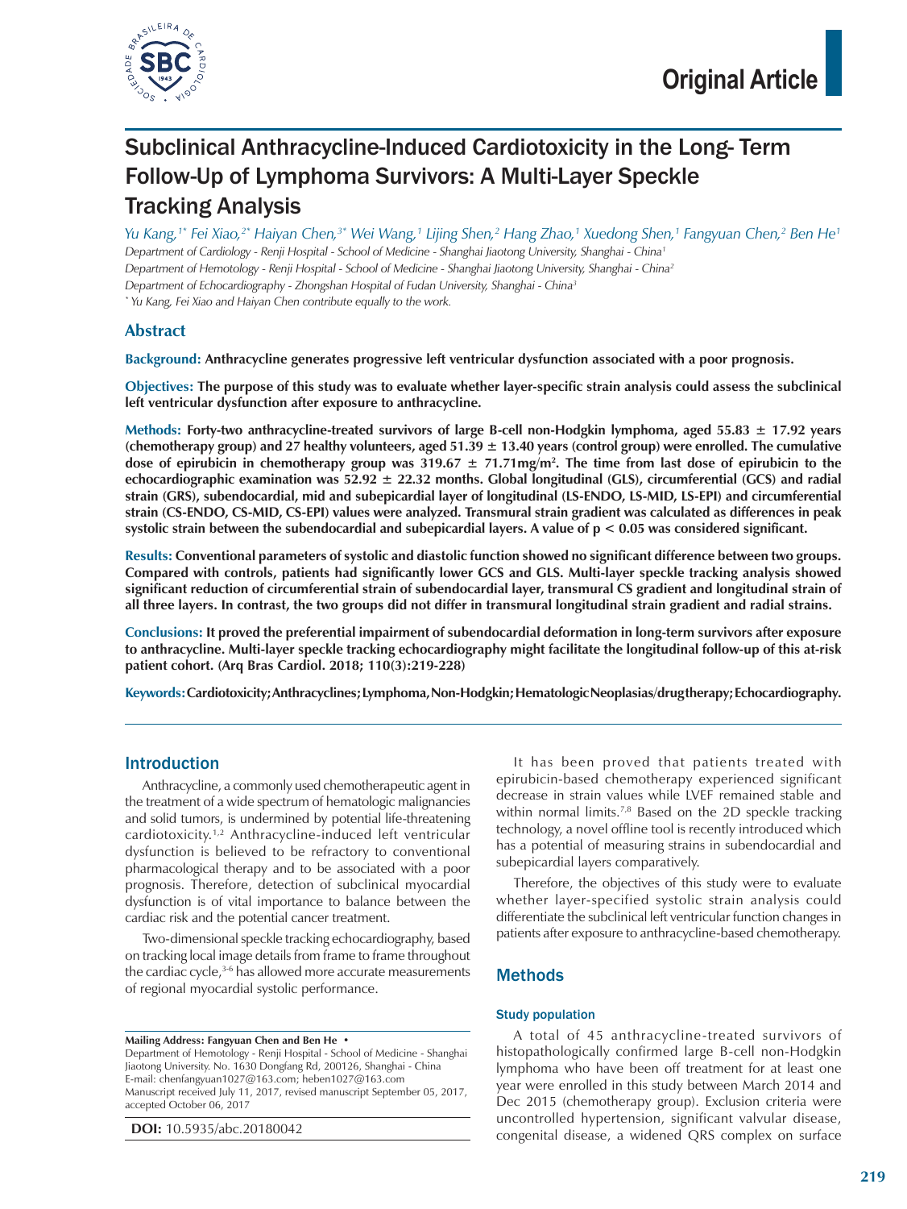Original Article

# Subclinical Anthracycline-Induced Cardiotoxicity in the Long- Term Follow-Up of Lymphoma Survivors: A Multi-Layer Speckle Tracking Analysis

*Yu Kang,[1*] Fei Xiao,[2*] Haiyan Chen,[3*] Wei Wang,[1] Lijing Shen,[2] Hang Zhao,[1] Xuedong Shen,[1] Fangyuan Chen,[2] Ben He[1]*

*Department of Cardiology - Renji Hospital - School of Medicine - Shanghai Jiaotong University, Shanghai - China[1]*

*Department of Hemotology - Renji Hospital - School of Medicine - Shanghai Jiaotong University, Shanghai - China[2]*

*Department of Echocardiography - Zhongshan Hospital of Fudan University, Shanghai - China[3]*

*[*] Yu Kang, Fei Xiao and Haiyan Chen contribute equally to the work.*

## Abstract

**Background: Anthracycline generates progressive left ventricular dysfunction associated with a poor prognosis.**

**Objectives: The purpose of this study was to evaluate whether layer-specific strain analysis could assess the subclinical left ventricular dysfunction after exposure to anthracycline.**

**Methods: Forty-two anthracycline-treated survivors of large B-cell non-Hodgkin lymphoma, aged 55.83 ± 17.92 years (chemotherapy group) and 27 healthy volunteers, aged 51.39 ± 13.40 years (control group) were enrolled. The cumulative dose of epirubicin in chemotherapy group was 319.67 ± 71.71mg/m². The time from last dose of epirubicin to the echocardiographic examination was 52.92 ± 22.32 months. Global longitudinal (GLS), circumferential (GCS) and radial strain (GRS), subendocardial, mid and subepicardial layer of longitudinal (LS-ENDO, LS-MID, LS-EPI) and circumferential strain (CS-ENDO, CS-MID, CS-EPI) values were analyzed. Transmural strain gradient was calculated as differences in peak systolic strain between the subendocardial and subepicardial layers. A value of $p < 0.05$ was considered significant.**

**Results: Conventional parameters of systolic and diastolic function showed no significant difference between two groups. Compared with controls, patients had significantly lower GCS and GLS. Multi-layer speckle tracking analysis showed significant reduction of circumferential strain of subendocardial layer, transmural CS gradient and longitudinal strain of all three layers. In contrast, the two groups did not differ in transmural longitudinal strain gradient and radial strains.**

**Conclusions: It proved the preferential impairment of subendocardial deformation in long-term survivors after exposure to anthracycline. Multi-layer speckle tracking echocardiography might facilitate the longitudinal follow-up of this at-risk patient cohort. (Arq Bras Cardiol. 2018; 110(3):219-228)**

**Keywords: Cardiotoxicity; Anthracyclines; Lymphoma, Non-Hodgkin; Hematologic Neoplasias/drugtherapy; Echocardiography.**

## Introduction

Anthracycline, a commonly used chemotherapeutic agent in the treatment of a wide spectrum of hematologic malignancies and solid tumors, is undermined by potential life-threatening cardiotoxicity.[1,2] Anthracycline-induced left ventricular dysfunction is believed to be refractory to conventional pharmacological therapy and to be associated with a poor prognosis. Therefore, detection of subclinical myocardial dysfunction is of vital importance to balance between the cardiac risk and the potential cancer treatment.

Two-dimensional speckle tracking echocardiography, based on tracking local image details from frame to frame throughout the cardiac cycle,[3-6] has allowed more accurate measurements of regional myocardial systolic performance.

It has been proved that patients treated with epirubicin-based chemotherapy experienced significant decrease in strain values while LVEF remained stable and within normal limits.[7,8] Based on the 2D speckle tracking technology, a novel offline tool is recently introduced which has a potential of measuring strains in subendocardial and subepicardial layers comparatively.

Therefore, the objectives of this study were to evaluate whether layer-specified systolic strain analysis could differentiate the subclinical left ventricular function changes in patients after exposure to anthracycline-based chemotherapy.

## Methods

### Study population

A total of 45 anthracycline-treated survivors of histopathologically confirmed large B-cell non-Hodgkin lymphoma who have been off treatment for at least one year were enrolled in this study between March 2014 and Dec 2015 (chemotherapy group). Exclusion criteria were uncontrolled hypertension, significant valvular disease, congenital disease, a widened QRS complex on surface

**Mailing Address: Fangyuan Chen and Ben He •**
Department of Hemotology - Renji Hospital - School of Medicine - Shanghai Jiaotong University. No. 1630 Dongfang Rd, 200126, Shanghai - China
E-mail: chenfangyuan1027@163.com; heben1027@163.com
Manuscript received July 11, 2017, revised manuscript September 05, 2017, accepted October 06, 2017

**DOI:** 10.5935/abc.20180042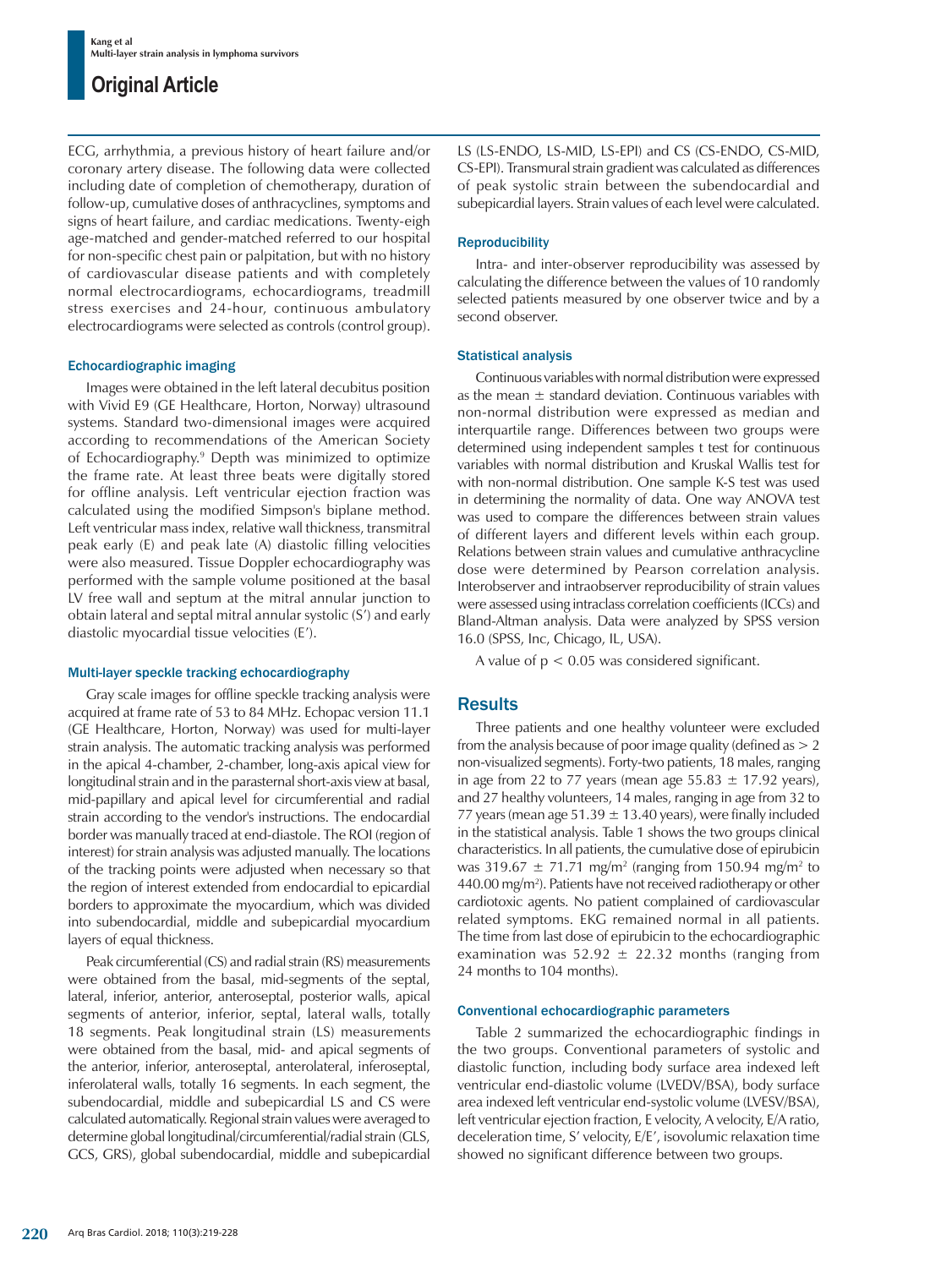ECG, arrhythmia, a previous history of heart failure and/or coronary artery disease. The following data were collected including date of completion of chemotherapy, duration of follow-up, cumulative doses of anthracyclines, symptoms and signs of heart failure, and cardiac medications. Twenty-eigh age-matched and gender-matched referred to our hospital for non-specific chest pain or palpitation, but with no history of cardiovascular disease patients and with completely normal electrocardiograms, echocardiograms, treadmill stress exercises and 24-hour, continuous ambulatory electrocardiograms were selected as controls (control group).

### Echocardiographic imaging

Images were obtained in the left lateral decubitus position with Vivid E9 (GE Healthcare, Horton, Norway) ultrasound systems. Standard two-dimensional images were acquired according to recommendations of the American Society of Echocardiography.[9] Depth was minimized to optimize the frame rate. At least three beats were digitally stored for offline analysis. Left ventricular ejection fraction was calculated using the modified Simpson's biplane method. Left ventricular mass index, relative wall thickness, transmitral peak early (E) and peak late (A) diastolic filling velocities were also measured. Tissue Doppler echocardiography was performed with the sample volume positioned at the basal LV free wall and septum at the mitral annular junction to obtain lateral and septal mitral annular systolic (S') and early diastolic myocardial tissue velocities (E').

### Multi-layer speckle tracking echocardiography

Gray scale images for offline speckle tracking analysis were acquired at frame rate of 53 to 84 MHz. Echopac version 11.1 (GE Healthcare, Horton, Norway) was used for multi-layer strain analysis. The automatic tracking analysis was performed in the apical 4-chamber, 2-chamber, long-axis apical view for longitudinal strain and in the parasternal short-axis view at basal, mid-papillary and apical level for circumferential and radial strain according to the vendor's instructions. The endocardial border was manually traced at end-diastole. The ROI (region of interest) for strain analysis was adjusted manually. The locations of the tracking points were adjusted when necessary so that the region of interest extended from endocardial to epicardial borders to approximate the myocardium, which was divided into subendocardial, middle and subepicardial myocardium layers of equal thickness.

Peak circumferential (CS) and radial strain (RS) measurements were obtained from the basal, mid-segments of the septal, lateral, inferior, anterior, anteroseptal, posterior walls, apical segments of anterior, inferior, septal, lateral walls, totally 18 segments. Peak longitudinal strain (LS) measurements were obtained from the basal, mid- and apical segments of the anterior, inferior, anteroseptal, anterolateral, inferoseptal, inferolateral walls, totally 16 segments. In each segment, the subendocardial, middle and subepicardial LS and CS were calculated automatically. Regional strain values were averaged to determine global longitudinal/circumferential/radial strain (GLS, GCS, GRS), global subendocardial, middle and subepicardial LS (LS-ENDO, LS-MID, LS-EPI) and CS (CS-ENDO, CS-MID, CS-EPI). Transmural strain gradient was calculated as differences of peak systolic strain between the subendocardial and subepicardial layers. Strain values of each level were calculated.

### Reproducibility

Intra- and inter-observer reproducibility was assessed by calculating the difference between the values of 10 randomly selected patients measured by one observer twice and by a second observer.

### Statistical analysis

Continuous variables with normal distribution were expressed as the mean $\pm$ standard deviation. Continuous variables with non-normal distribution were expressed as median and interquartile range. Differences between two groups were determined using independent samples t test for continuous variables with normal distribution and Kruskal Wallis test for with non-normal distribution. One sample K-S test was used in determining the normality of data. One way ANOVA test was used to compare the differences between strain values of different layers and different levels within each group. Relations between strain values and cumulative anthracycline dose were determined by Pearson correlation analysis. Interobserver and intraobserver reproducibility of strain values were assessed using intraclass correlation coefficients (ICCs) and Bland-Altman analysis. Data were analyzed by SPSS version 16.0 (SPSS, Inc, Chicago, IL, USA).

A value of $p < 0.05$ was considered significant.

## Results

Three patients and one healthy volunteer were excluded from the analysis because of poor image quality (defined as > 2 non-visualized segments). Forty-two patients, 18 males, ranging in age from 22 to 77 years (mean age 55.83 $\pm$ 17.92 years), and 27 healthy volunteers, 14 males, ranging in age from 32 to 77 years (mean age 51.39 $\pm$ 13.40 years), were finally included in the statistical analysis. Table 1 shows the two groups clinical characteristics. In all patients, the cumulative dose of epirubicin was 319.67 $\pm$ 71.71 mg/m$^2$ (ranging from 150.94 mg/m$^2$ to 440.00 mg/m$^2$). Patients have not received radiotherapy or other cardiotoxic agents. No patient complained of cardiovascular related symptoms. EKG remained normal in all patients. The time from last dose of epirubicin to the echocardiographic examination was 52.92 $\pm$ 22.32 months (ranging from 24 months to 104 months).

### Conventional echocardiographic parameters

Table 2 summarized the echocardiographic findings in the two groups. Conventional parameters of systolic and diastolic function, including body surface area indexed left ventricular end-diastolic volume (LVEDV/BSA), body surface area indexed left ventricular end-systolic volume (LVESV/BSA), left ventricular ejection fraction, E velocity, A velocity, E/A ratio, deceleration time, S' velocity, E/E', isovolumic relaxation time showed no significant difference between two groups.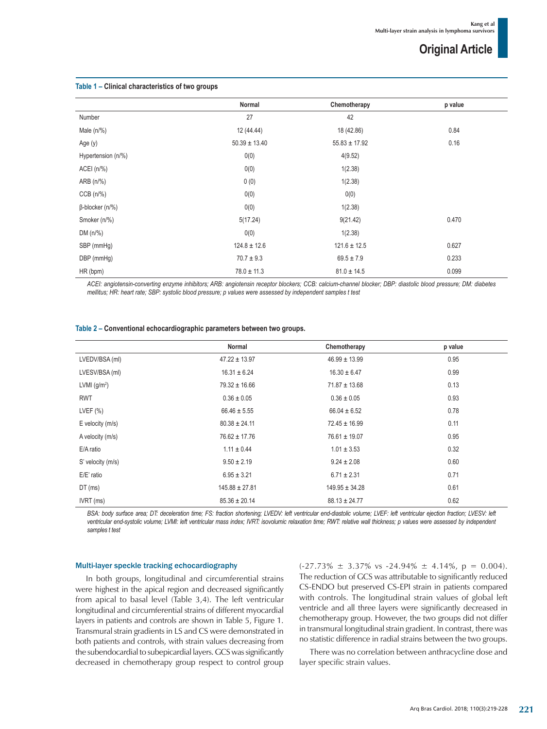**Table 1 – Clinical characteristics of two groups**

| | Normal | Chemotherapy | p value |
|---|---|---|---|
| Number | 27 | 42 | |
| Male (n/%) | 12 (44.44) | 18 (42.86) | 0.84 |
| Age (y) | 50.39 ± 13.40 | 55.83 ± 17.92 | 0.16 |
| Hypertension (n/%) | 0(0) | 4(9.52) | |
| ACEI (n/%) | 0(0) | 1(2.38) | |
| ARB (n/%) | 0 (0) | 1(2.38) | |
| CCB (n/%) | 0(0) | 0(0) | |
| β-blocker (n/%) | 0(0) | 1(2.38) | |
| Smoker (n/%) | 5(17.24) | 9(21.42) | 0.470 |
| DM (n/%) | 0(0) | 1(2.38) | |
| SBP (mmHg) | 124.8 ± 12.6 | 121.6 ± 12.5 | 0.627 |
| DBP (mmHg) | 70.7 ± 9.3 | 69.5 ± 7.9 | 0.233 |
| HR (bpm) | 78.0 ± 11.3 | 81.0 ± 14.5 | 0.099 |

*ACEI: angiotensin-converting enzyme inhibitors; ARB: angiotensin receptor blockers; CCB: calcium-channel blocker; DBP: diastolic blood pressure; DM: diabetes mellitus; HR: heart rate; SBP: systolic blood pressure; p values were assessed by independent samples t test*

**Table 2 – Conventional echocardiographic parameters between two groups.**

| | Normal | Chemotherapy | p value |
|---|---|---|---|
| LVEDV/BSA (ml) | 47.22 ± 13.97 | 46.99 ± 13.99 | 0.95 |
| LVESV/BSA (ml) | 16.31 ± 6.24 | 16.30 ± 6.47 | 0.99 |
| LVMI (g/m$^2$) | 79.32 ± 16.66 | 71.87 ± 13.68 | 0.13 |
| RWT | 0.36 ± 0.05 | 0.36 ± 0.05 | 0.93 |
| LVEF (%) | 66.46 ± 5.55 | 66.04 ± 6.52 | 0.78 |
| E velocity (m/s) | 80.38 ± 24.11 | 72.45 ± 16.99 | 0.11 |
| A velocity (m/s) | 76.62 ± 17.76 | 76.61 ± 19.07 | 0.95 |
| E/A ratio | 1.11 ± 0.44 | 1.01 ± 3.53 | 0.32 |
| S' velocity (m/s) | 9.50 ± 2.19 | 9.24 ± 2.08 | 0.60 |
| E/E' ratio | 6.95 ± 3.21 | 6.71 ± 2.31 | 0.71 |
| DT (ms) | 145.88 ± 27.81 | 149.95 ± 34.28 | 0.61 |
| IVRT (ms) | 85.36 ± 20.14 | 88.13 ± 24.77 | 0.62 |

*BSA: body surface area; DT: deceleration time; FS: fraction shortening; LVEDV: left ventricular end-diastolic volume; LVEF: left ventricular ejection fraction; LVESV: left ventricular end-systolic volume; LVMI: left ventricular mass index; IVRT: isovolumic relaxation time; RWT: relative wall thickness; p values were assessed by independent samples t test*

### Multi-layer speckle tracking echocardiography

In both groups, longitudinal and circumferential strains were highest in the apical region and decreased significantly from apical to basal level (Table 3,4). The left ventricular longitudinal and circumferential strains of different myocardial layers in patients and controls are shown in Table 5, Figure 1. Transmural strain gradients in LS and CS were demonstrated in both patients and controls, with strain values decreasing from the subendocardial to subepicardial layers. GCS was significantly decreased in chemotherapy group respect to control group (-27.73% ± 3.37% vs -24.94% ± 4.14%, p = 0.004). The reduction of GCS was attributable to significantly reduced CS-ENDO but preserved CS-EPI strain in patients compared with controls. The longitudinal strain values of global left ventricle and all three layers were significantly decreased in chemotherapy group. However, the two groups did not differ in transmural longitudinal strain gradient. In contrast, there was no statistic difference in radial strains between the two groups.

There was no correlation between anthracycline dose and layer specific strain values.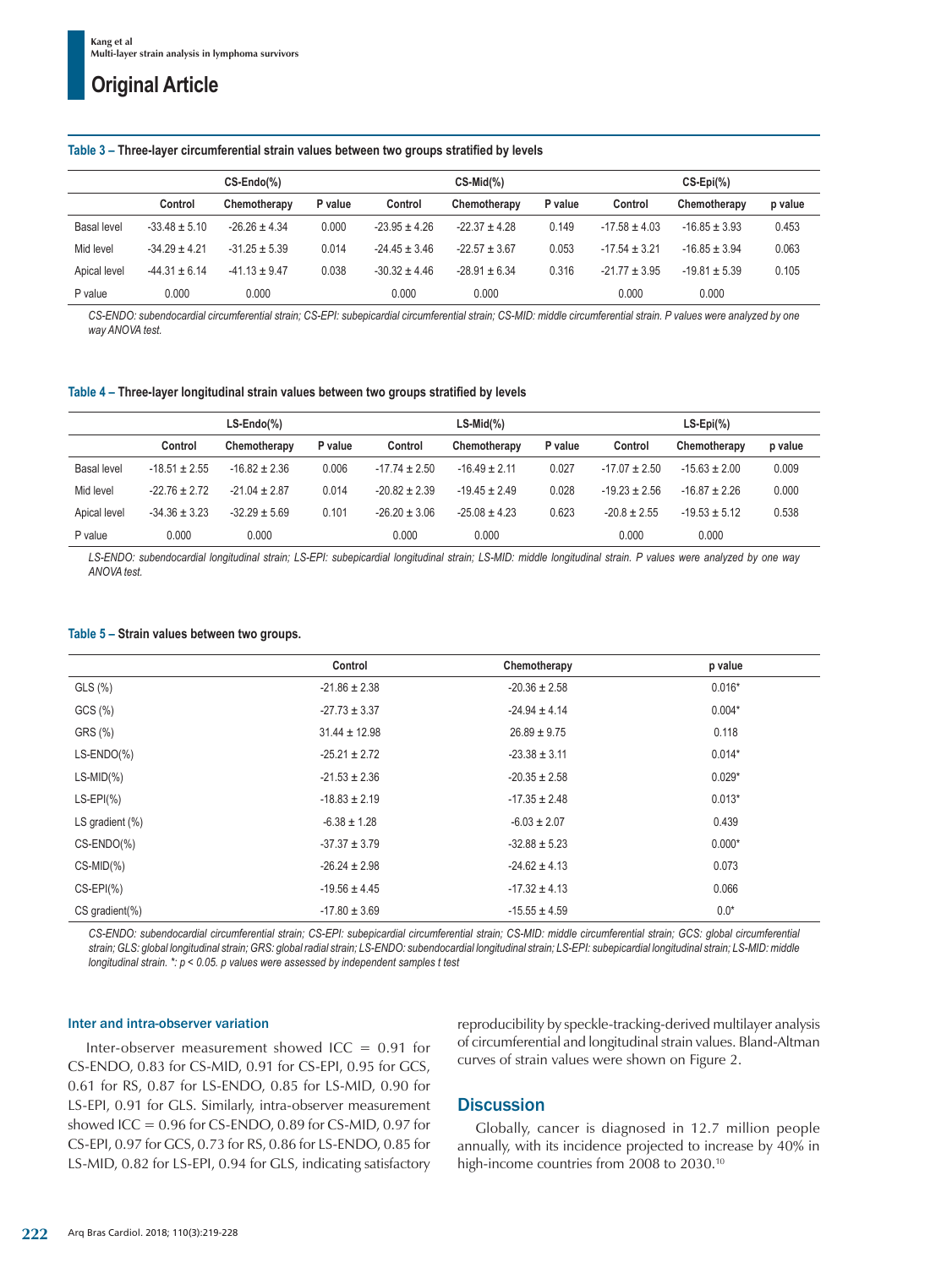**Table 3 – Three-layer circumferential strain values between two groups stratified by levels**

| | CS-Endo(%) | | | CS-Mid(%) | | | CS-Epi(%) | | |
|---|---|---|---|---|---|---|---|---|---|
| | Control | Chemotherapy | P value | Control | Chemotherapy | P value | Control | Chemotherapy | p value |
| Basal level | -33.48 ± 5.10 | -26.26 ± 4.34 | 0.000 | -23.95 ± 4.26 | -22.37 ± 4.28 | 0.149 | -17.58 ± 4.03 | -16.85 ± 3.93 | 0.453 |
| Mid level | -34.29 ± 4.21 | -31.25 ± 5.39 | 0.014 | -24.45 ± 3.46 | -22.57 ± 3.67 | 0.053 | -17.54 ± 3.21 | -16.85 ± 3.94 | 0.063 |
| Apical level | -44.31 ± 6.14 | -41.13 ± 9.47 | 0.038 | -30.32 ± 4.46 | -28.91 ± 6.34 | 0.316 | -21.77 ± 3.95 | -19.81 ± 5.39 | 0.105 |
| P value | 0.000 | 0.000 | | 0.000 | 0.000 | | 0.000 | 0.000 | |

*CS-ENDO: subendocardial circumferential strain; CS-EPI: subepicardial circumferential strain; CS-MID: middle circumferential strain. P values were analyzed by one way ANOVA test.*

**Table 4 – Three-layer longitudinal strain values between two groups stratified by levels**

| | LS-Endo(%) | | | LS-Mid(%) | | | LS-Epi(%) | | |
|---|---|---|---|---|---|---|---|---|---|
| | Control | Chemotherapy | P value | Control | Chemotherapy | P value | Control | Chemotherapy | p value |
| Basal level | -18.51 ± 2.55 | -16.82 ± 2.36 | 0.006 | -17.74 ± 2.50 | -16.49 ± 2.11 | 0.027 | -17.07 ± 2.50 | -15.63 ± 2.00 | 0.009 |
| Mid level | -22.76 ± 2.72 | -21.04 ± 2.87 | 0.014 | -20.82 ± 2.39 | -19.45 ± 2.49 | 0.028 | -19.23 ± 2.56 | -16.87 ± 2.26 | 0.000 |
| Apical level | -34.36 ± 3.23 | -32.29 ± 5.69 | 0.101 | -26.20 ± 3.06 | -25.08 ± 4.23 | 0.623 | -20.8 ± 2.55 | -19.53 ± 5.12 | 0.538 |
| P value | 0.000 | 0.000 | | 0.000 | 0.000 | | 0.000 | 0.000 | |

*LS-ENDO: subendocardial longitudinal strain; LS-EPI: subepicardial longitudinal strain; LS-MID: middle longitudinal strain. P values were analyzed by one way ANOVA test.*

**Table 5 – Strain values between two groups.**

| | Control | Chemotherapy | p value |
|---|---|---|---|
| GLS (%) | -21.86 ± 2.38 | -20.36 ± 2.58 | 0.016* |
| GCS (%) | -27.73 ± 3.37 | -24.94 ± 4.14 | 0.004* |
| GRS (%) | 31.44 ± 12.98 | 26.89 ± 9.75 | 0.118 |
| LS-ENDO(%) | -25.21 ± 2.72 | -23.38 ± 3.11 | 0.014* |
| LS-MID(%) | -21.53 ± 2.36 | -20.35 ± 2.58 | 0.029* |
| LS-EPI(%) | -18.83 ± 2.19 | -17.35 ± 2.48 | 0.013* |
| LS gradient (%) | -6.38 ± 1.28 | -6.03 ± 2.07 | 0.439 |
| CS-ENDO(%) | -37.37 ± 3.79 | -32.88 ± 5.23 | 0.000* |
| CS-MID(%) | -26.24 ± 2.98 | -24.62 ± 4.13 | 0.073 |
| CS-EPI(%) | -19.56 ± 4.45 | -17.32 ± 4.13 | 0.066 |
| CS gradient(%) | -17.80 ± 3.69 | -15.55 ± 4.59 | 0.0* |

*CS-ENDO: subendocardial circumferential strain; CS-EPI: subepicardial circumferential strain; CS-MID: middle circumferential strain; GCS: global circumferential strain; GLS: global longitudinal strain; GRS: global radial strain; LS-ENDO: subendocardial longitudinal strain; LS-EPI: subepicardial longitudinal strain; LS-MID: middle longitudinal strain. \*: p < 0.05. p values were assessed by independent samples t test*

### Inter and intra-observer variation

Inter-observer measurement showed ICC = 0.91 for CS-ENDO, 0.83 for CS-MID, 0.91 for CS-EPI, 0.95 for GCS, 0.61 for RS, 0.87 for LS-ENDO, 0.85 for LS-MID, 0.90 for LS-EPI, 0.91 for GLS. Similarly, intra-observer measurement showed ICC = 0.96 for CS-ENDO, 0.89 for CS-MID, 0.97 for CS-EPI, 0.97 for GCS, 0.73 for RS, 0.86 for LS-ENDO, 0.85 for LS-MID, 0.82 for LS-EPI, 0.94 for GLS, indicating satisfactory reproducibility by speckle-tracking-derived multilayer analysis of circumferential and longitudinal strain values. Bland-Altman curves of strain values were shown on Figure 2.

## Discussion

Globally, cancer is diagnosed in 12.7 million people annually, with its incidence projected to increase by 40% in high-income countries from 2008 to 2030.[10]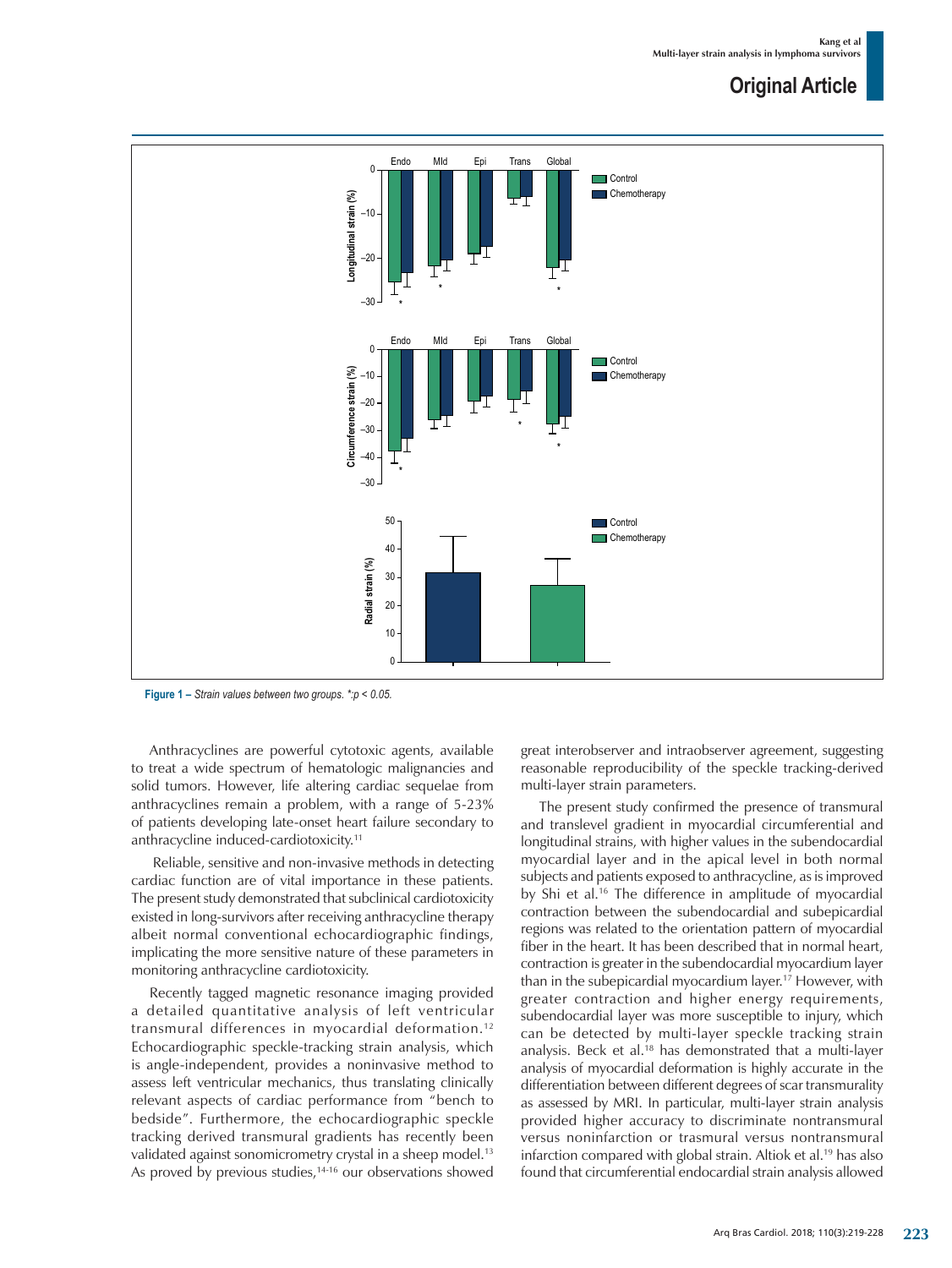**Figure 1 –** *Strain values between two groups. *:p < 0.05.*

Anthracyclines are powerful cytotoxic agents, available to treat a wide spectrum of hematologic malignancies and solid tumors. However, life altering cardiac sequelae from anthracyclines remain a problem, with a range of 5-23% of patients developing late-onset heart failure secondary to anthracycline induced-cardiotoxicity.[11]

Reliable, sensitive and non-invasive methods in detecting cardiac function are of vital importance in these patients. The present study demonstrated that subclinical cardiotoxicity existed in long-survivors after receiving anthracycline therapy albeit normal conventional echocardiographic findings, implicating the more sensitive nature of these parameters in monitoring anthracycline cardiotoxicity.

Recently tagged magnetic resonance imaging provided a detailed quantitative analysis of left ventricular transmural differences in myocardial deformation.[12] Echocardiographic speckle-tracking strain analysis, which is angle-independent, provides a noninvasive method to assess left ventricular mechanics, thus translating clinically relevant aspects of cardiac performance from "bench to bedside". Furthermore, the echocardiographic speckle tracking derived transmural gradients has recently been validated against sonomicrometry crystal in a sheep model.[13] As proved by previous studies,[14-16] our observations showed great interobserver and intraobserver agreement, suggesting reasonable reproducibility of the speckle tracking-derived multi-layer strain parameters.

The present study confirmed the presence of transmural and translevel gradient in myocardial circumferential and longitudinal strains, with higher values in the subendocardial myocardial layer and in the apical level in both normal subjects and patients exposed to anthracycline, as is improved by Shi et al.[16] The difference in amplitude of myocardial contraction between the subendocardial and subepicardial regions was related to the orientation pattern of myocardial fiber in the heart. It has been described that in normal heart, contraction is greater in the subendocardial myocardium layer than in the subepicardial myocardium layer.[17] However, with greater contraction and higher energy requirements, subendocardial layer was more susceptible to injury, which can be detected by multi-layer speckle tracking strain analysis. Beck et al.[18] has demonstrated that a multi-layer analysis of myocardial deformation is highly accurate in the differentiation between different degrees of scar transmurality as assessed by MRI. In particular, multi-layer strain analysis provided higher accuracy to discriminate nontransmural versus noninfarction or trasmural versus nontransmural infarction compared with global strain. Altiok et al.[19] has also found that circumferential endocardial strain analysis allowed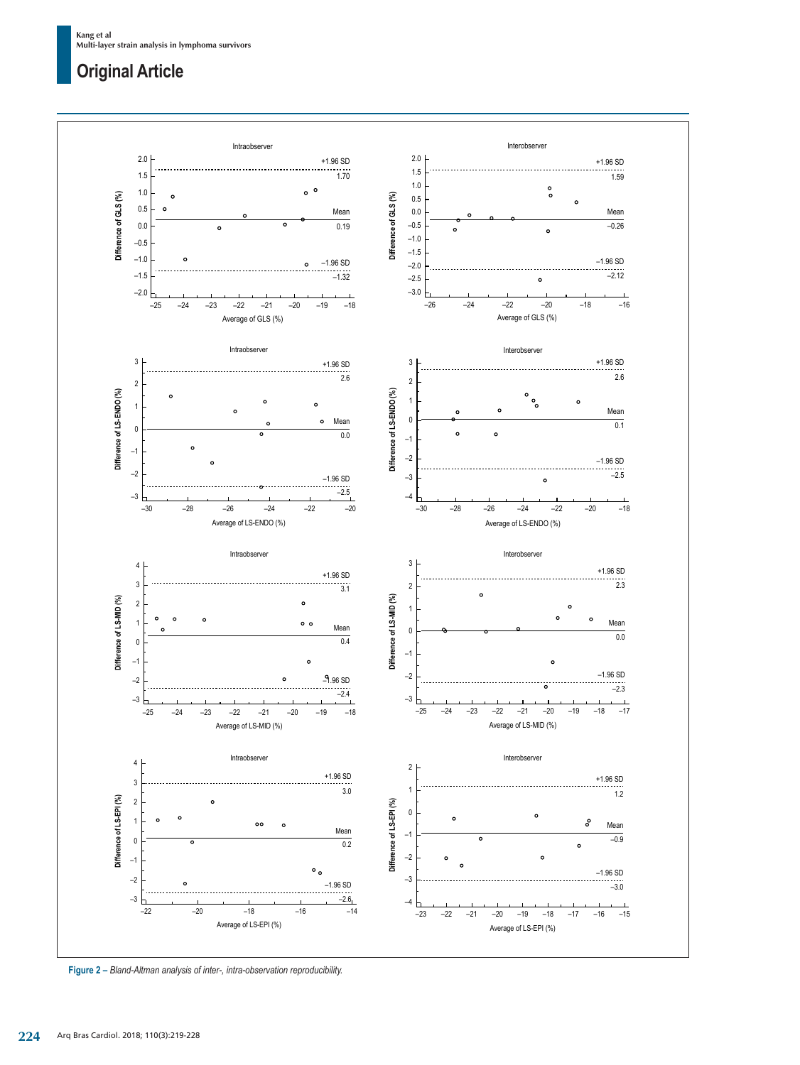Figure 2 – *Bland-Altman analysis of inter-, intra-observation reproducibility.*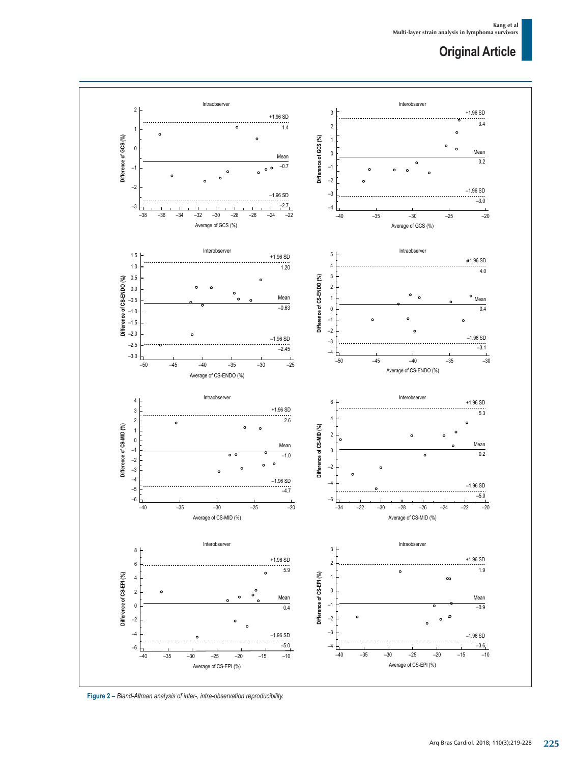**Figure 2 –** *Bland-Altman analysis of inter-, intra-observation reproducibility.*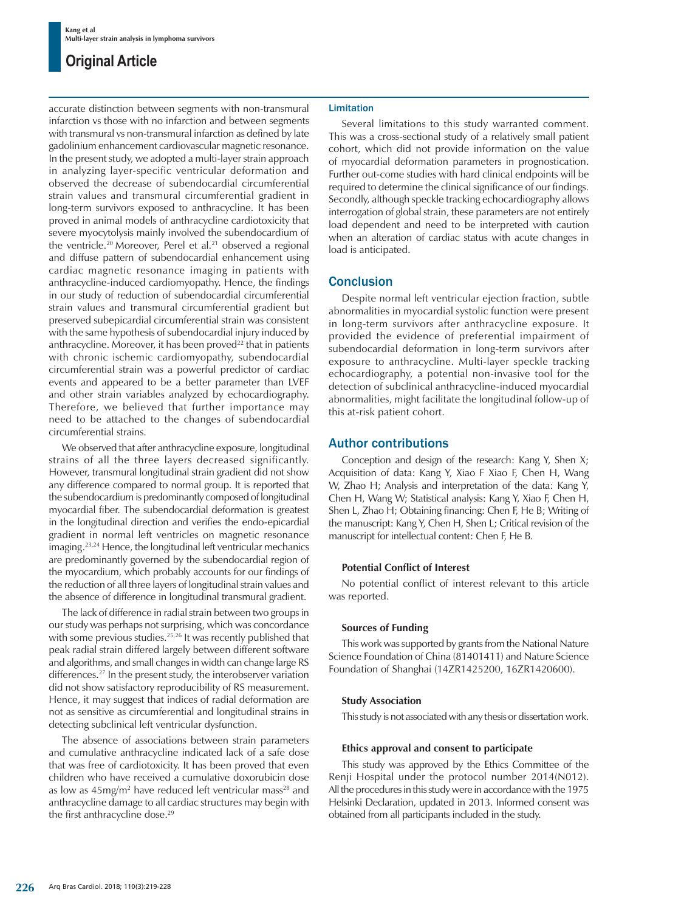accurate distinction between segments with non-transmural infarction vs those with no infarction and between segments with transmural vs non-transmural infarction as defined by late gadolinium enhancement cardiovascular magnetic resonance. In the present study, we adopted a multi-layer strain approach in analyzing layer-specific ventricular deformation and observed the decrease of subendocardial circumferential strain values and transmural circumferential gradient in long-term survivors exposed to anthracycline. It has been proved in animal models of anthracycline cardiotoxicity that severe myocytolysis mainly involved the subendocardium of the ventricle.[20] Moreover, Perel et al.[21] observed a regional and diffuse pattern of subendocardial enhancement using cardiac magnetic resonance imaging in patients with anthracycline-induced cardiomyopathy. Hence, the findings in our study of reduction of subendocardial circumferential strain values and transmural circumferential gradient but preserved subepicardial circumferential strain was consistent with the same hypothesis of subendocardial injury induced by anthracycline. Moreover, it has been proved[22] that in patients with chronic ischemic cardiomyopathy, subendocardial circumferential strain was a powerful predictor of cardiac events and appeared to be a better parameter than LVEF and other strain variables analyzed by echocardiography. Therefore, we believed that further importance may need to be attached to the changes of subendocardial circumferential strains.

We observed that after anthracycline exposure, longitudinal strains of all the three layers decreased significantly. However, transmural longitudinal strain gradient did not show any difference compared to normal group. It is reported that the subendocardium is predominantly composed of longitudinal myocardial fiber. The subendocardial deformation is greatest in the longitudinal direction and verifies the endo-epicardial gradient in normal left ventricles on magnetic resonance imaging.[23,24] Hence, the longitudinal left ventricular mechanics are predominantly governed by the subendocardial region of the myocardium, which probably accounts for our findings of the reduction of all three layers of longitudinal strain values and the absence of difference in longitudinal transmural gradient.

The lack of difference in radial strain between two groups in our study was perhaps not surprising, which was concordance with some previous studies.[25,26] It was recently published that peak radial strain differed largely between different software and algorithms, and small changes in width can change large RS differences.[27] In the present study, the interobserver variation did not show satisfactory reproducibility of RS measurement. Hence, it may suggest that indices of radial deformation are not as sensitive as circumferential and longitudinal strains in detecting subclinical left ventricular dysfunction.

The absence of associations between strain parameters and cumulative anthracycline indicated lack of a safe dose that was free of cardiotoxicity. It has been proved that even children who have received a cumulative doxorubicin dose as low as 45mg/m$^2$ have reduced left ventricular mass[28] and anthracycline damage to all cardiac structures may begin with the first anthracycline dose.[29]

### Limitation

Several limitations to this study warranted comment. This was a cross-sectional study of a relatively small patient cohort, which did not provide information on the value of myocardial deformation parameters in prognostication. Further out-come studies with hard clinical endpoints will be required to determine the clinical significance of our findings. Secondly, although speckle tracking echocardiography allows interrogation of global strain, these parameters are not entirely load dependent and need to be interpreted with caution when an alteration of cardiac status with acute changes in load is anticipated.

## Conclusion

Despite normal left ventricular ejection fraction, subtle abnormalities in myocardial systolic function were present in long-term survivors after anthracycline exposure. It provided the evidence of preferential impairment of subendocardial deformation in long-term survivors after exposure to anthracycline. Multi-layer speckle tracking echocardiography, a potential non-invasive tool for the detection of subclinical anthracycline-induced myocardial abnormalities, might facilitate the longitudinal follow-up of this at-risk patient cohort.

## Author contributions

Conception and design of the research: Kang Y, Shen X; Acquisition of data: Kang Y, Xiao F Xiao F, Chen H, Wang W, Zhao H; Analysis and interpretation of the data: Kang Y, Chen H, Wang W; Statistical analysis: Kang Y, Xiao F, Chen H, Shen L, Zhao H; Obtaining financing: Chen F, He B; Writing of the manuscript: Kang Y, Chen H, Shen L; Critical revision of the manuscript for intellectual content: Chen F, He B.

#### Potential Conflict of Interest

No potential conflict of interest relevant to this article was reported.

#### Sources of Funding

This work was supported by grants from the National Nature Science Foundation of China (81401411) and Nature Science Foundation of Shanghai (14ZR1425200, 16ZR1420600).

#### Study Association

This study is not associated with any thesis or dissertation work.

#### Ethics approval and consent to participate

This study was approved by the Ethics Committee of the Renji Hospital under the protocol number 2014(N012). All the procedures in this study were in accordance with the 1975 Helsinki Declaration, updated in 2013. Informed consent was obtained from all participants included in the study.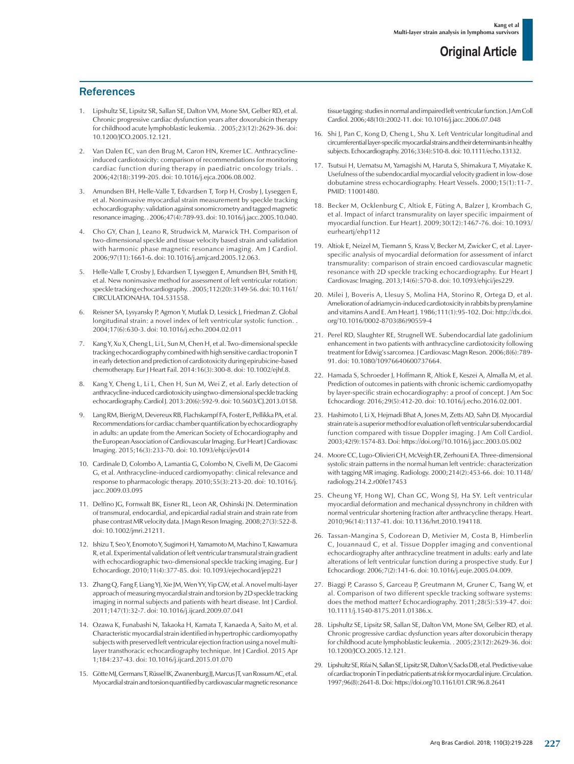## References

1. Lipshultz SE, Lipsitz SR, Sallan SE, Dalton VM, Mone SM, Gelber RD, et al. Chronic progressive cardiac dysfunction years after doxorubicin therapy for childhood acute lymphoblastic leukemia. . 2005;23(12):2629-36. doi: 10.1200/JCO.2005.12.121.
2. Van Dalen EC, van den Brug M, Caron HN, Kremer LC. Anthracycline-induced cardiotoxicity: comparison of recommendations for monitoring cardiac function during therapy in paediatric oncology trials. . 2006;42(18):3199-205. doi: 10.1016/j.ejca.2006.08.002.
3. Amundsen BH, Helle-Valle T, Edvardsen T, Torp H, Crosby J, Lyseggen E, et al. Noninvasive myocardial strain measurement by speckle tracking echocardiography: validation against sonomicrometry and tagged magnetic resonance imaging. . 2006;47(4):789-93. doi: 10.1016/j.jacc.2005.10.040.
4. Cho GY, Chan J, Leano R, Strudwick M, Marwick TH. Comparison of two-dimensional speckle and tissue velocity based strain and validation with harmonic phase magnetic resonance imaging. Am J Cardiol. 2006;97(11):1661-6. doi: 10.1016/j.amjcard.2005.12.063.
5. Helle-Valle T, Crosby J, Edvardsen T, Lyseggen E, Amundsen BH, Smith HJ, et al. New noninvasive method for assessment of left ventricular rotation: speckle tracking echocardiography. . 2005;112(20):3149-56. doi: 10.1161/CIRCULATIONAHA. 104.531558.
6. Reisner SA, Lysyansky P, Agmon Y, Mutlak D, Lessick J, Friedman Z. Global longitudinal strain: a novel index of left ventricular systolic function. . 2004;17(6):630-3. doi: 10.1016/j.echo.2004.02.011
7. Kang Y, Xu X, Cheng L, Li L, Sun M, Chen H, et al. Two-dimensional speckle tracking echocardiography combined with high sensitive cardiac troponin T in early detection and prediction of cardiotoxicity during epirubicine-based chemotherapy. Eur J Heart Fail. 2014:16(3):300-8. doi: 10.1002/ejhf.8.
8. Kang Y, Cheng L, Li L, Chen H, Sun M, Wei Z, et al. Early detection of anthracycline-induced cardiotoxicity using two-dimensional speckle tracking echocardiography. Cardiol J. 2013:20(6):592-9. doi: 10.5603/CJ.2013.0158.
9. Lang RM, Bierig M, Devereux RB, Flachskampf FA, Foster E, Pellikka PA, et al. Recommendations for cardiac chamber quantification by echocardiography in adults: an update from the American Society of Echocardiography and the European Association of Cardiovascular Imaging. Eur Heart J Cardiovasc Imaging. 2015;16(3):233-70. doi: 10.1093/ehjci/jev014
10. Cardinale D, Colombo A, Lamantia G, Colombo N, Civelli M, De Giacomi G, et al. Anthracycline-induced cardiomyopathy: clinical relevance and response to pharmacologic therapy. 2010;55(3):213-20. doi: 10.1016/j.jacc.2009.03.095
11. Delfino JG, Fornwalt BK, Eisner RL, Leon AR, Oshinski JN. Determination of transmural, endocardial, and epicardial radial strain and strain rate from phase contrast MR velocity data. J Magn Reson Imaging. 2008;27(3):522-8. doi: 10.1002/jmri.21211.
12. Ishizu T, Seo Y, Enomoto Y, Sugimori H, Yamamoto M, Machino T, Kawamura R, et al. Experimental validation of left ventricular transmural strain gradient with echocardiographic two-dimensional speckle tracking imaging. Eur J Echocardiogr. 2010;11(4):377-85. doi: 10.1093/ejechocard/jep221
13. Zhang Q, Fang F, Liang YJ, Xie JM, Wen YY, Yip GW, et al. A novel multi-layer approach of measuring myocardial strain and torsion by 2D speckle tracking imaging in normal subjects and patients with heart disease. Int J Cardiol. 2011;147(1):32-7. doi: 10.1016/j.ijcard.2009.07.041
14. Ozawa K, Funabashi N, Takaoka H, Kamata T, Kanaeda A, Saito M, et al. Characteristic myocardial strain identified in hypertrophic cardiomyopathy subjects with preserved left ventricular ejection fraction using a novel multi-layer transthoracic echocardiography technique. Int J Cardiol. 2015 Apr 1;184:237-43. doi: 10.1016/j.ijcard.2015.01.070
15. Götte MJ, Germans T, Rüssel IK, Zwanenburg JJ, Marcus JT, van Rossum AC, et al. Myocardial strain and torsion quantified by cardiovascular magnetic resonance tissue tagging: studies in normal and impaired left ventricular function. J Am Coll Cardiol. 2006;48(10):2002-11. doi: 10.1016/j.jacc.2006.07.048
16. Shi J, Pan C, Kong D, Cheng L, Shu X. Left Ventricular longitudinal and circumferential layer-specific myocardial strains and their determinants in healthy subjects. Echocardiography. 2016;33(4):510-8. doi: 10.1111/echo.13132.
17. Tsutsui H, Uematsu M, Yamagishi M, Haruta S, Shimakura T, Miyatake K. Usefulness of the subendocardial myocardial velocity gradient in low-dose dobutamine stress echocardiography. Heart Vessels. 2000;15(1):11-7. PMID: 11001480.
18. Becker M, Ocklenburg C, Altiok E, Füting A, Balzer J, Krombach G, et al. Impact of infarct transmurality on layer specific impairment of myocardial function. Eur Heart J. 2009;30(12):1467-76. doi: 10.1093/eurheartj/ehp112
19. Altiok E, Neizel M, Tiemann S, Krass V, Becker M, Zwicker C, et al. Layer-specific analysis of myocardial deformation for assessment of infarct transmurality: comparison of strain encoed cardiovascular magnetic resonance with 2D speckle tracking echocardiography. Eur Heart J Cardiovasc Imaging. 2013;14(6):570-8. doi: 10.1093/ehjci/jes229.
20. Milei J, Boveris A, Llesuy S, Molina HA, Storino R, Ortega D, et al. Amelioration of adriamycin-induced cardiotoxicity in rabbits by prenylamine and vitamins A and E. Am Heart J. 1986;111(1):95-102. Doi: http://dx.doi.org/10.1016/0002-8703(86)90559-4
21. Perel RD, Slaughter RE, Strugnell WE. Subendocardial late gadolinium enhancement in two patients with anthracycline cardiotoxicity following treatment for Edwig's sarcomea. J Cardiovasc Magn Reson. 2006;8(6):789-91. doi: 10.1080/10976640600737664.
22. Hamada S, Schroeder J, Hoffmann R, Altiok E, Keszei A, Almalla M, et al. Prediction of outcomes in patients with chronic ischemic cardiomyopathy by layer-specific strain echocardiography: a proof of concept. J Am Soc Echocardiogr. 2016;29(5):412-20. doi: 10.1016/j.echo.2016.02.001.
23. Hashimoto I, Li X, Hejmadi Bhat A, Jones M, Zetts AD, Sahn DJ. Myocardial strain rate is a superior method for evaluation of left ventricular subendocardial function compared with tissue Doppler imaging. J Am Coll Cardiol. 2003;42(9):1574-83. Doi: https://doi.org//10.1016/j.jacc.2003.05.002
24. Moore CC, Lugo-Olivieri CH, McVeigh ER, Zerhouni EA. Three-dimensional systolic strain patterns in the normal human left ventricle: characterization with tagging MR imaging. Radiology. 2000;214(2):453-66. doi: 10.1148/radiology.214.2.r00fe17453
25. Cheung YF, Hong WJ, Chan GC, Wong SJ, Ha SY. Left ventricular myocardial deformation and mechanical dyssynchrony in children with normal ventricular shortening fraction after anthracycline therapy. Heart. 2010;96(14):1137-41. doi: 10.1136/hrt.2010.194118.
26. Tassan-Mangina S, Codorean D, Metivier M, Costa B, Himberlin C, Jouannaud C, et al. Tissue Doppler imaging and conventional echocardiography after anthracycline treatment in adults: early and late alterations of left ventricular function during a prospective study. Eur J Echocardiogr. 2006;7(2):141-6. doi: 10.1016/j.euje.2005.04.009.
27. Biaggi P, Carasso S, Garceau P, Greutmann M, Gruner C, Tsang W, et al. Comparison of two different speckle tracking software systems: does the method matter? Echocardiography. 2011;28(5):539-47. doi: 10.1111/j.1540-8175.2011.01386.x.
28. Lipshultz SE, Lipsitz SR, Sallan SE, Dalton VM, Mone SM, Gelber RD, et al. Chronic progressive cardiac dysfunction years after doxorubicin therapy for childhood acute lymphoblastic leukemia. . 2005;23(12):2629-36. doi: 10.1200/JCO.2005.12.121.
29. Lipshultz SE, Rifai N, Sallan SE, Lipsitz SR, Dalton V, Sacks DB, et al. Predictive value of cardiac troponin T in pediatric patients at risk for myocardial injure. Circulation. 1997;96(8):2641-8. Doi: https://doi.org/10.1161/01.CIR.96.8.2641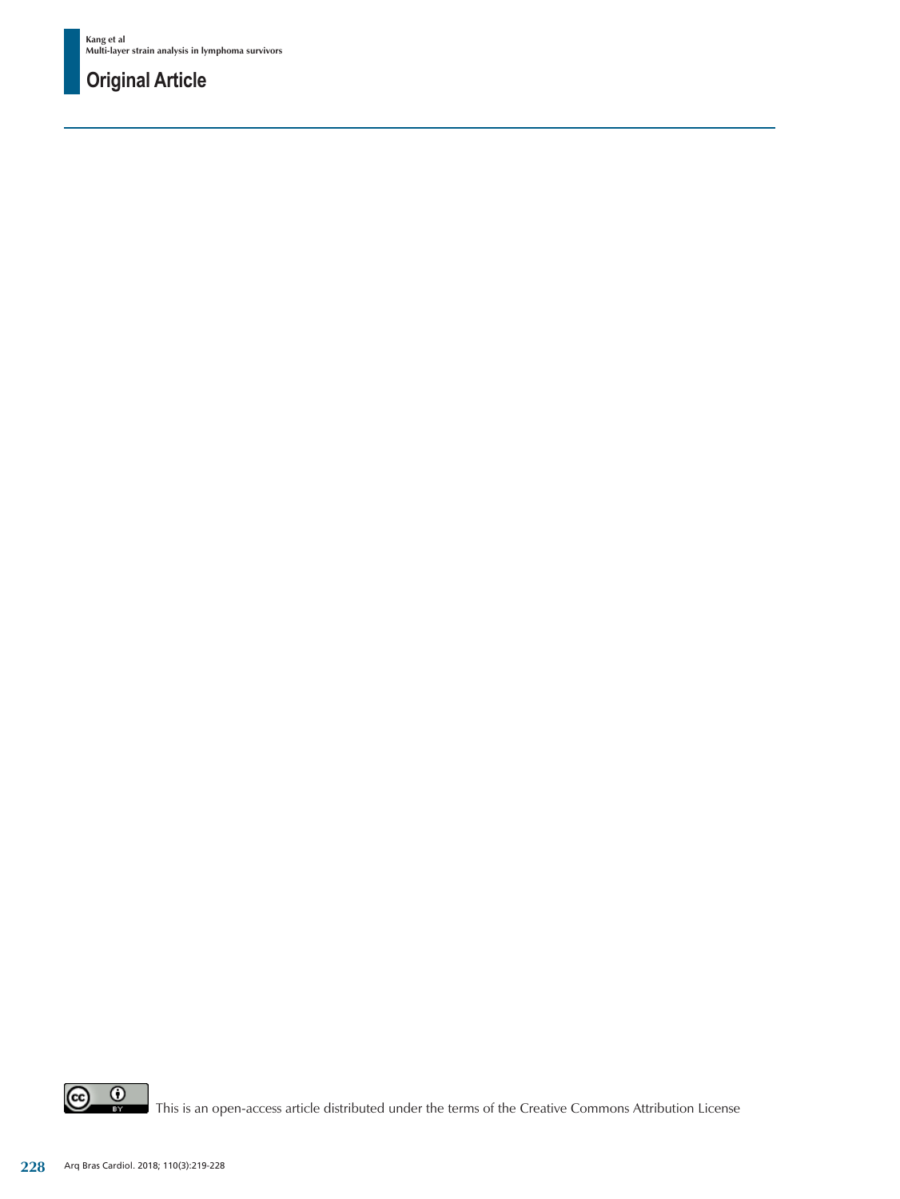This is an open-access article distributed under the terms of the Creative Commons Attribution License